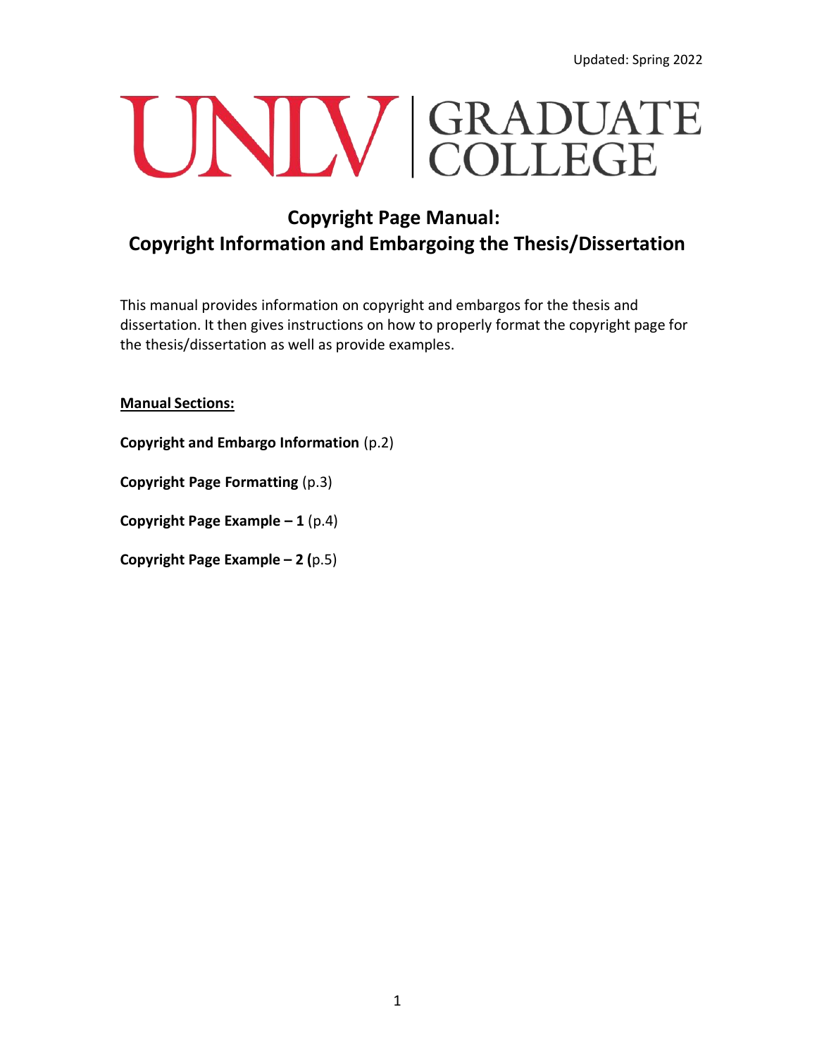Updated: Spring 2022

UNLV | GRADUATE COLLEGE

# Copyright Page Manual: Copyright Information and Embargoing the Thesis/Dissertation

This manual provides information on copyright and embargos for the thesis and dissertation. It then gives instructions on how to properly format the copyright page for the thesis/dissertation as well as provide examples.

**<u>Manual Sections:</u>**

**Copyright and Embargo Information** (p.2)

**Copyright Page Formatting** (p.3)

**Copyright Page Example – 1** (p.4)

**Copyright Page Example – 2 (**p.5)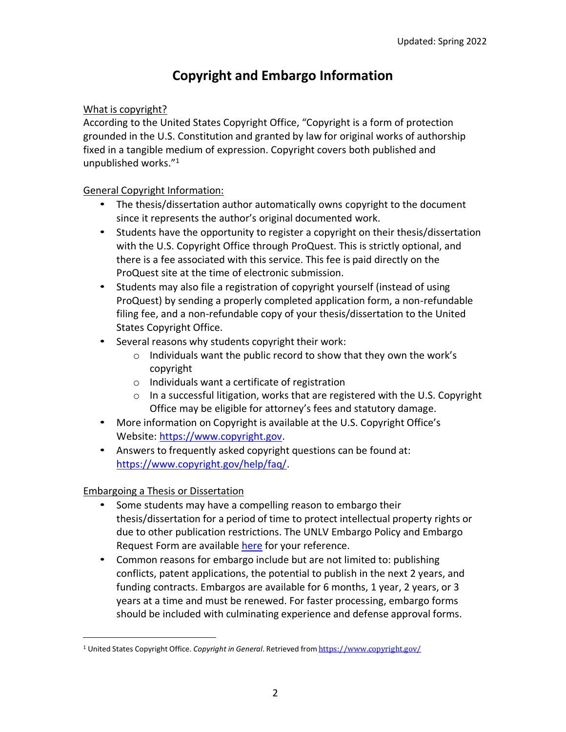# Copyright and Embargo Information

What is copyright?

According to the United States Copyright Office, "Copyright is a form of protection grounded in the U.S. Constitution and granted by law for original works of authorship fixed in a tangible medium of expression. Copyright covers both published and unpublished works."[1]

General Copyright Information:

- The thesis/dissertation author automatically owns copyright to the document since it represents the author's original documented work.
- Students have the opportunity to register a copyright on their thesis/dissertation with the U.S. Copyright Office through ProQuest. This is strictly optional, and there is a fee associated with this service. This fee is paid directly on the ProQuest site at the time of electronic submission.
- Students may also file a registration of copyright yourself (instead of using ProQuest) by sending a properly completed application form, a non-refundable filing fee, and a non-refundable copy of your thesis/dissertation to the United States Copyright Office.
- Several reasons why students copyright their work:
  - Individuals want the public record to show that they own the work's copyright
  - Individuals want a certificate of registration
  - In a successful litigation, works that are registered with the U.S. Copyright Office may be eligible for attorney's fees and statutory damage.
- More information on Copyright is available at the U.S. Copyright Office's Website: https://www.copyright.gov.
- Answers to frequently asked copyright questions can be found at: https://www.copyright.gov/help/faq/.

Embargoing a Thesis or Dissertation

- Some students may have a compelling reason to embargo their thesis/dissertation for a period of time to protect intellectual property rights or due to other publication restrictions. The UNLV Embargo Policy and Embargo Request Form are available here for your reference.
- Common reasons for embargo include but are not limited to: publishing conflicts, patent applications, the potential to publish in the next 2 years, and funding contracts. Embargos are available for 6 months, 1 year, 2 years, or 3 years at a time and must be renewed. For faster processing, embargo forms should be included with culminating experience and defense approval forms.

---

[1] United States Copyright Office. *Copyright in General*. Retrieved from https://www.copyright.gov/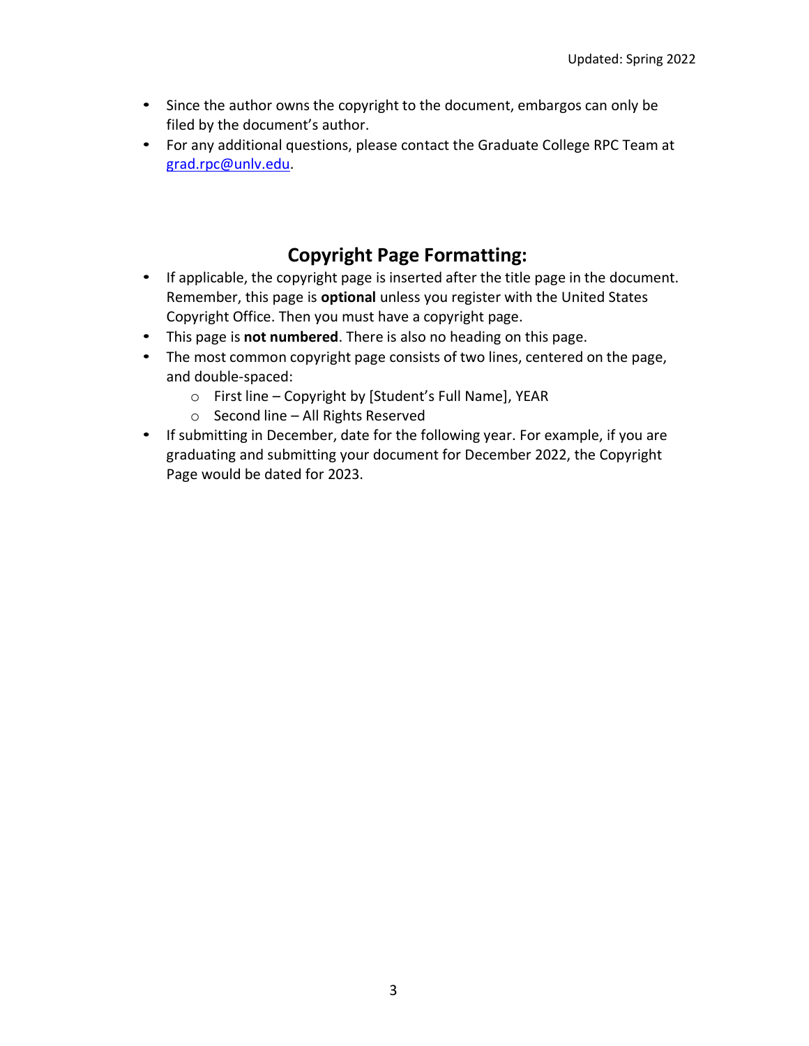- Since the author owns the copyright to the document, embargos can only be filed by the document's author.
- For any additional questions, please contact the Graduate College RPC Team at grad.rpc@unlv.edu.

## Copyright Page Formatting:

- If applicable, the copyright page is inserted after the title page in the document. Remember, this page is **optional** unless you register with the United States Copyright Office. Then you must have a copyright page.
- This page is **not numbered**. There is also no heading on this page.
- The most common copyright page consists of two lines, centered on the page, and double-spaced:
  - First line – Copyright by [Student's Full Name], YEAR
  - Second line – All Rights Reserved
- If submitting in December, date for the following year. For example, if you are graduating and submitting your document for December 2022, the Copyright Page would be dated for 2023.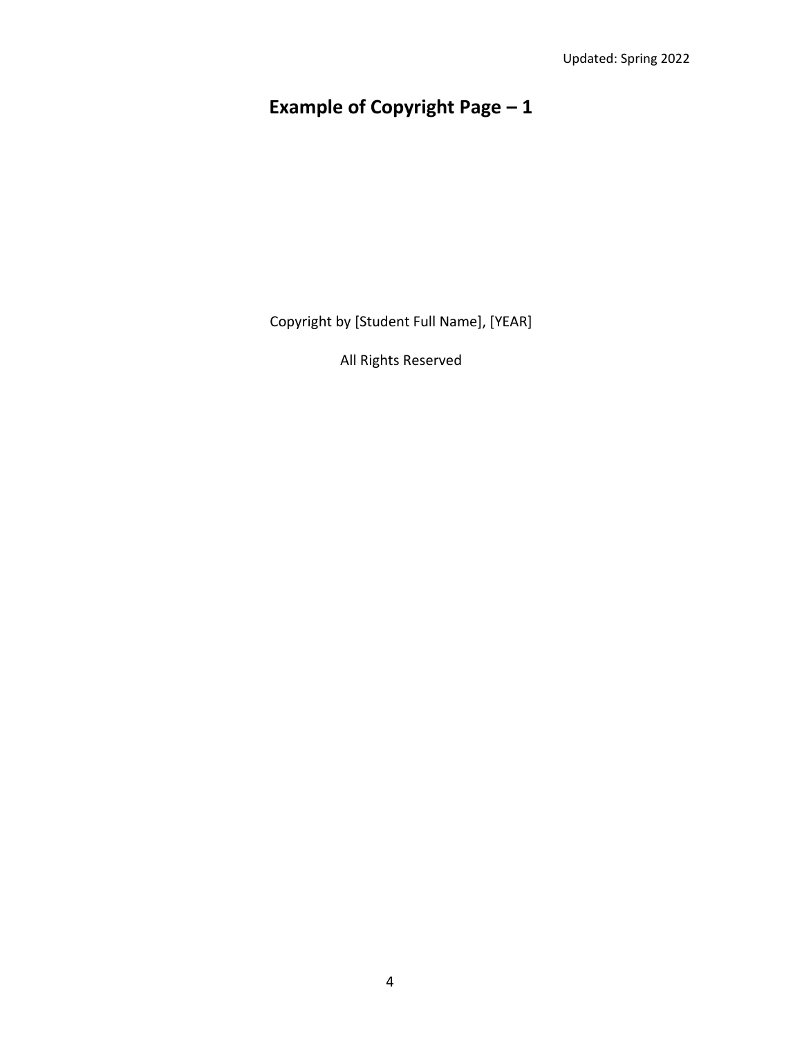# Example of Copyright Page – 1

Copyright by [Student Full Name], [YEAR]

All Rights Reserved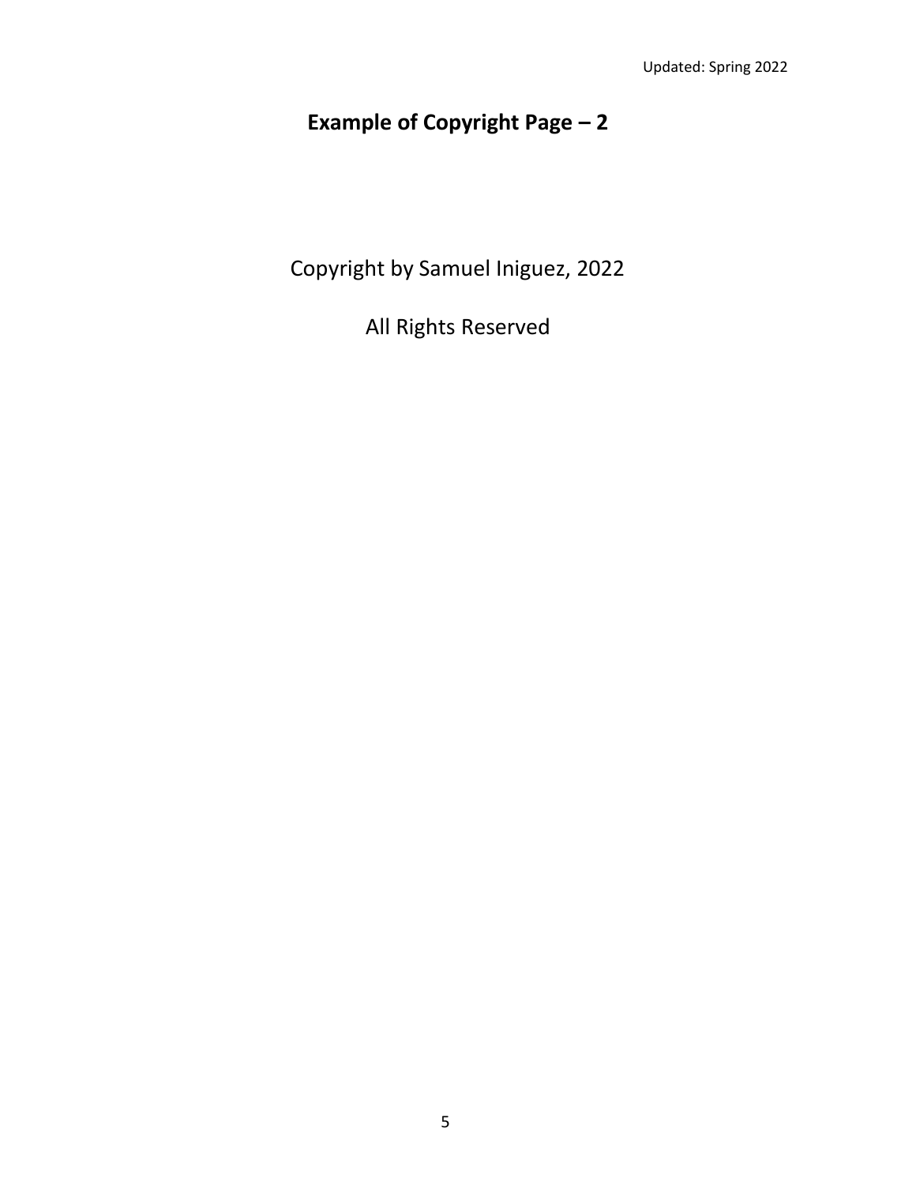# Example of Copyright Page – 2

Copyright by Samuel Iniguez, 2022

All Rights Reserved